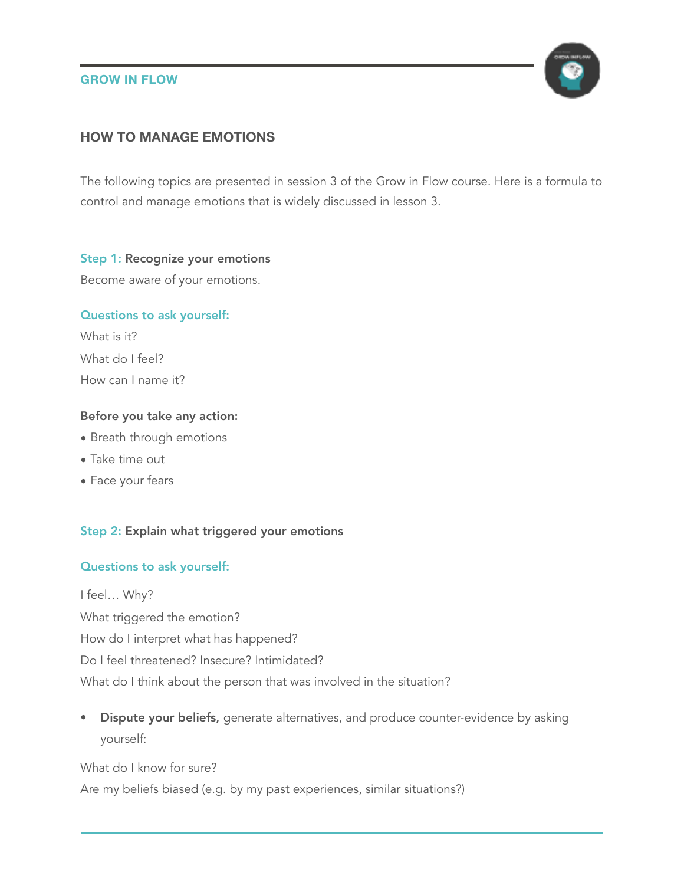GROW IN FLOW

# HOW TO MANAGE EMOTIONS

The following topics are presented in session 3 of the Grow in Flow course. Here is a formula to control and manage emotions that is widely discussed in lesson 3.

### Step 1: **Recognize your emotions**

Become aware of your emotions.

**Questions to ask yourself:**

What is it?

What do I feel?

How can I name it?

**Before you take any action:**

- Breath through emotions
- Take time out
- Face your fears

### Step 2: **Explain what triggered your emotions**

**Questions to ask yourself:**

I feel… Why?

What triggered the emotion?

How do I interpret what has happened?

Do I feel threatened? Insecure? Intimidated?

What do I think about the person that was involved in the situation?

- **Dispute your beliefs,** generate alternatives, and produce counter-evidence by asking yourself:

What do I know for sure?

Are my beliefs biased (e.g. by my past experiences, similar situations?)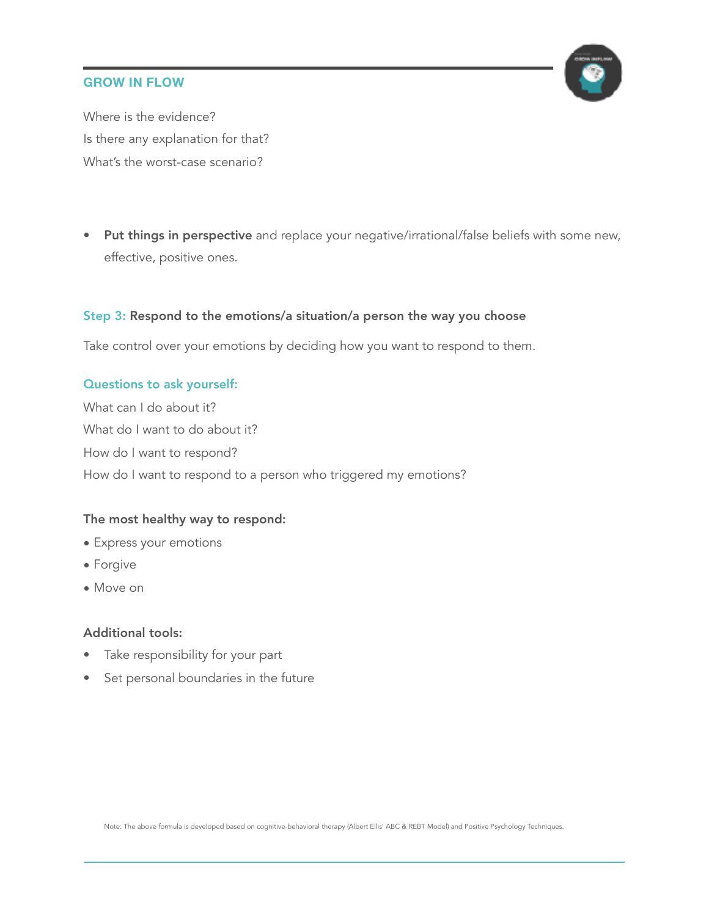Where is the evidence?

Is there any explanation for that?

What's the worst-case scenario?

- **Put things in perspective** and replace your negative/irrational/false beliefs with some new, effective, positive ones.

### Step 3: Respond to the emotions/a situation/a person the way you choose

Take control over your emotions by deciding how you want to respond to them.

#### Questions to ask yourself:

What can I do about it?

What do I want to do about it?

How do I want to respond?

How do I want to respond to a person who triggered my emotions?

**The most healthy way to respond:**

- Express your emotions
- Forgive
- Move on

**Additional tools:**

- Take responsibility for your part
- Set personal boundaries in the future

Note: The above formula is developed based on cognitive-behavioral therapy (Albert Ellis' ABC & REBT Model) and Positive Psychology Techniques.